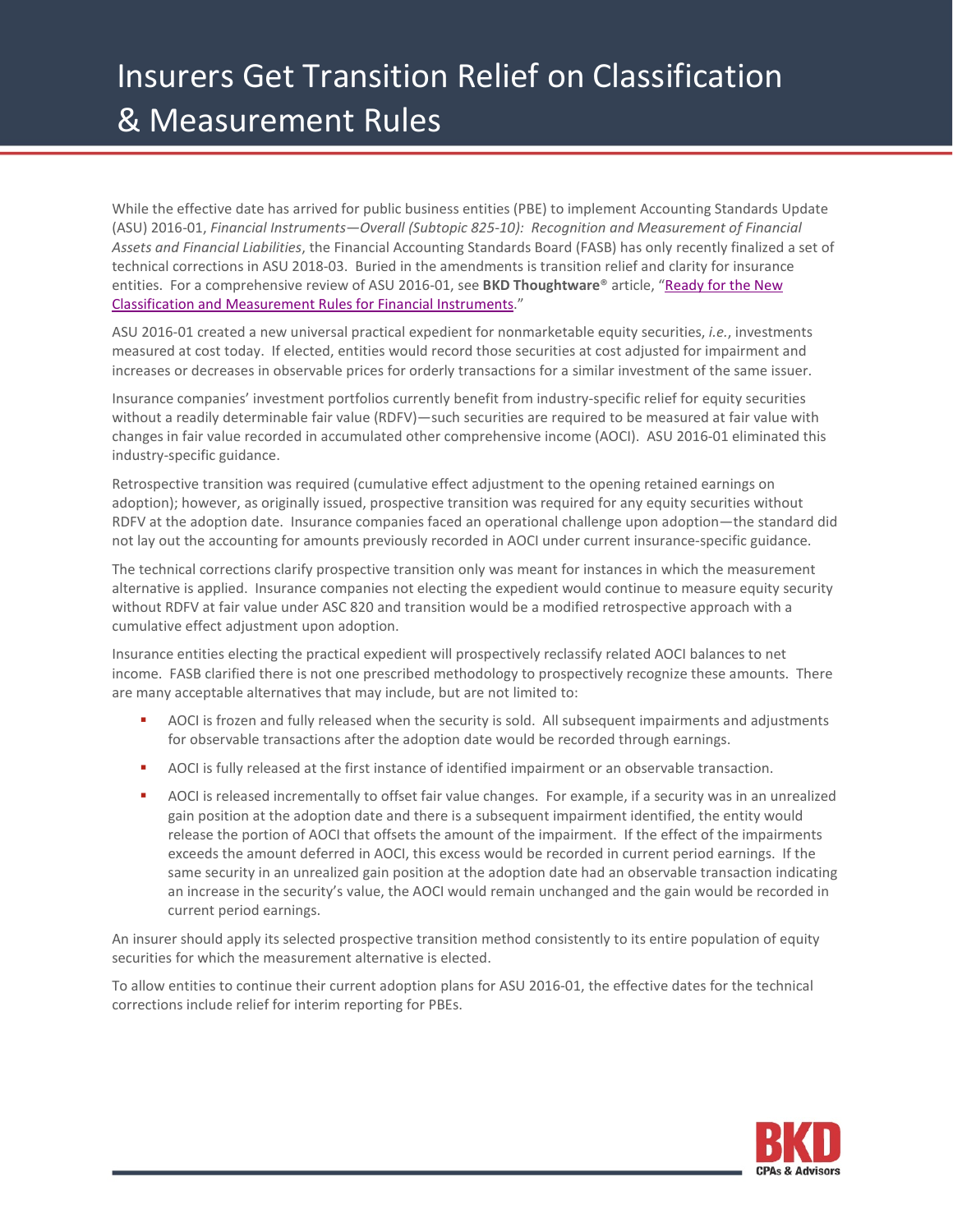# Insurers Get Transition Relief on Classification & Measurement Rules

While the effective date has arrived for public business entities (PBE) to implement Accounting Standards Update (ASU) 2016-01, *Financial Instruments—Overall (Subtopic 825-10): Recognition and Measurement of Financial Assets and Financial Liabilities*, the Financial Accounting Standards Board (FASB) has only recently finalized a set of technical corrections in ASU 2018-03. Buried in the amendments is transition relief and clarity for insurance entities. For a comprehensive review of ASU 2016-01, see **BKD Thoughtware**® article, "Ready for the New Classification and Measurement Rules for Financial Instruments."

ASU 2016-01 created a new universal practical expedient for nonmarketable equity securities, *i.e.*, investments measured at cost today. If elected, entities would record those securities at cost adjusted for impairment and increases or decreases in observable prices for orderly transactions for a similar investment of the same issuer.

Insurance companies' investment portfolios currently benefit from industry-specific relief for equity securities without a readily determinable fair value (RDFV)—such securities are required to be measured at fair value with changes in fair value recorded in accumulated other comprehensive income (AOCI). ASU 2016-01 eliminated this industry-specific guidance.

Retrospective transition was required (cumulative effect adjustment to the opening retained earnings on adoption); however, as originally issued, prospective transition was required for any equity securities without RDFV at the adoption date. Insurance companies faced an operational challenge upon adoption—the standard did not lay out the accounting for amounts previously recorded in AOCI under current insurance-specific guidance.

The technical corrections clarify prospective transition only was meant for instances in which the measurement alternative is applied. Insurance companies not electing the expedient would continue to measure equity security without RDFV at fair value under ASC 820 and transition would be a modified retrospective approach with a cumulative effect adjustment upon adoption.

Insurance entities electing the practical expedient will prospectively reclassify related AOCI balances to net income. FASB clarified there is not one prescribed methodology to prospectively recognize these amounts. There are many acceptable alternatives that may include, but are not limited to:

- AOCI is frozen and fully released when the security is sold. All subsequent impairments and adjustments for observable transactions after the adoption date would be recorded through earnings.
- AOCI is fully released at the first instance of identified impairment or an observable transaction.
- AOCI is released incrementally to offset fair value changes. For example, if a security was in an unrealized gain position at the adoption date and there is a subsequent impairment identified, the entity would release the portion of AOCI that offsets the amount of the impairment. If the effect of the impairments exceeds the amount deferred in AOCI, this excess would be recorded in current period earnings. If the same security in an unrealized gain position at the adoption date had an observable transaction indicating an increase in the security's value, the AOCI would remain unchanged and the gain would be recorded in current period earnings.

An insurer should apply its selected prospective transition method consistently to its entire population of equity securities for which the measurement alternative is elected.

To allow entities to continue their current adoption plans for ASU 2016-01, the effective dates for the technical corrections include relief for interim reporting for PBEs.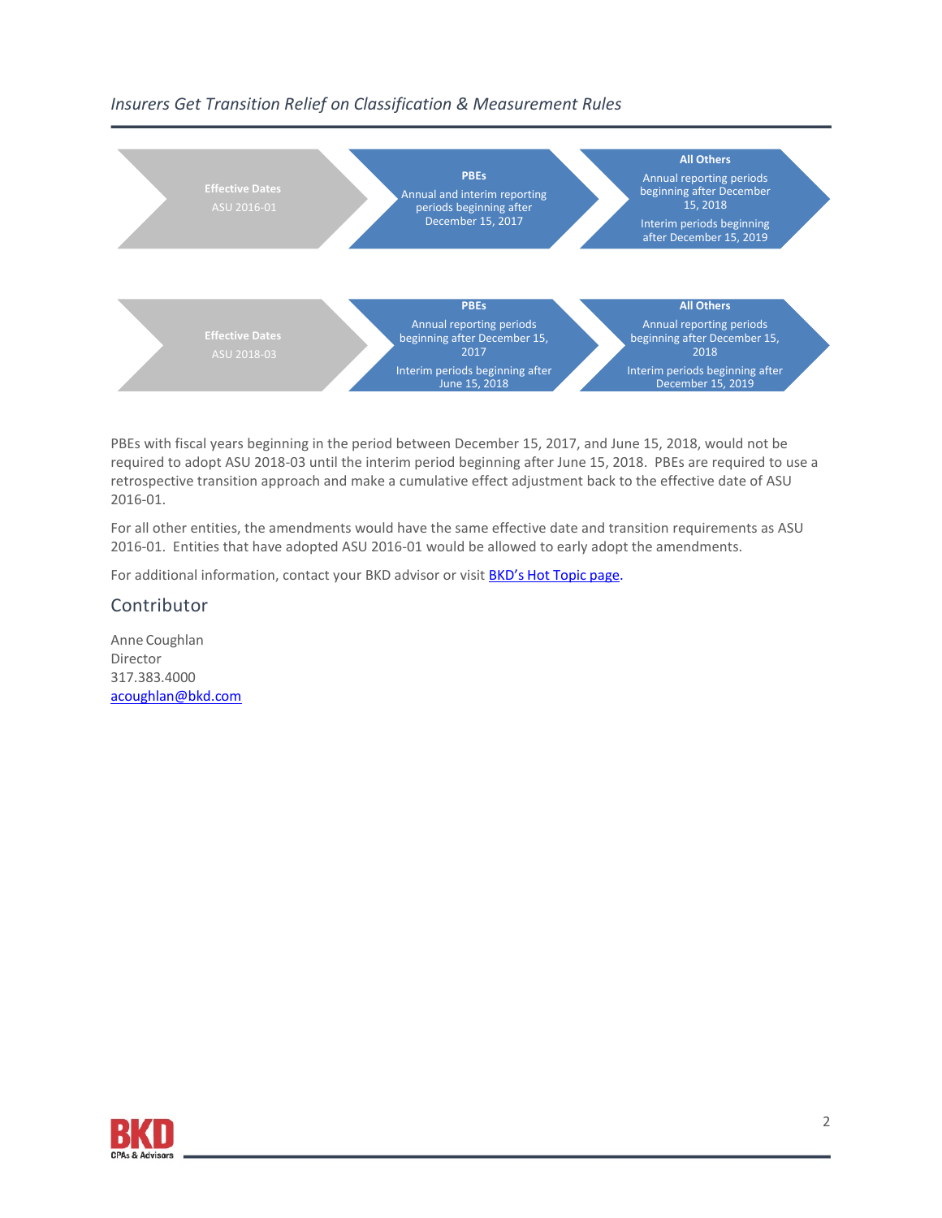Effective Dates
ASU 2016-01

**PBEs**
Annual and interim reporting periods beginning after December 15, 2017

**All Others**
Annual reporting periods beginning after December 15, 2018
Interim periods beginning after December 15, 2019

Effective Dates
ASU 2018-03

**PBEs**
Annual reporting periods beginning after December 15, 2017
Interim periods beginning after June 15, 2018

**All Others**
Annual reporting periods beginning after December 15, 2018
Interim periods beginning after December 15, 2019

PBEs with fiscal years beginning in the period between December 15, 2017, and June 15, 2018, would not be required to adopt ASU 2018-03 until the interim period beginning after June 15, 2018. PBEs are required to use a retrospective transition approach and make a cumulative effect adjustment back to the effective date of ASU 2016-01.

For all other entities, the amendments would have the same effective date and transition requirements as ASU 2016-01. Entities that have adopted ASU 2016-01 would be allowed to early adopt the amendments.

For additional information, contact your BKD advisor or visit [BKD's Hot Topic page](#).

## Contributor

Anne Coughlan
Director
317.383.4000
[acoughlan@bkd.com](mailto:acoughlan@bkd.com)